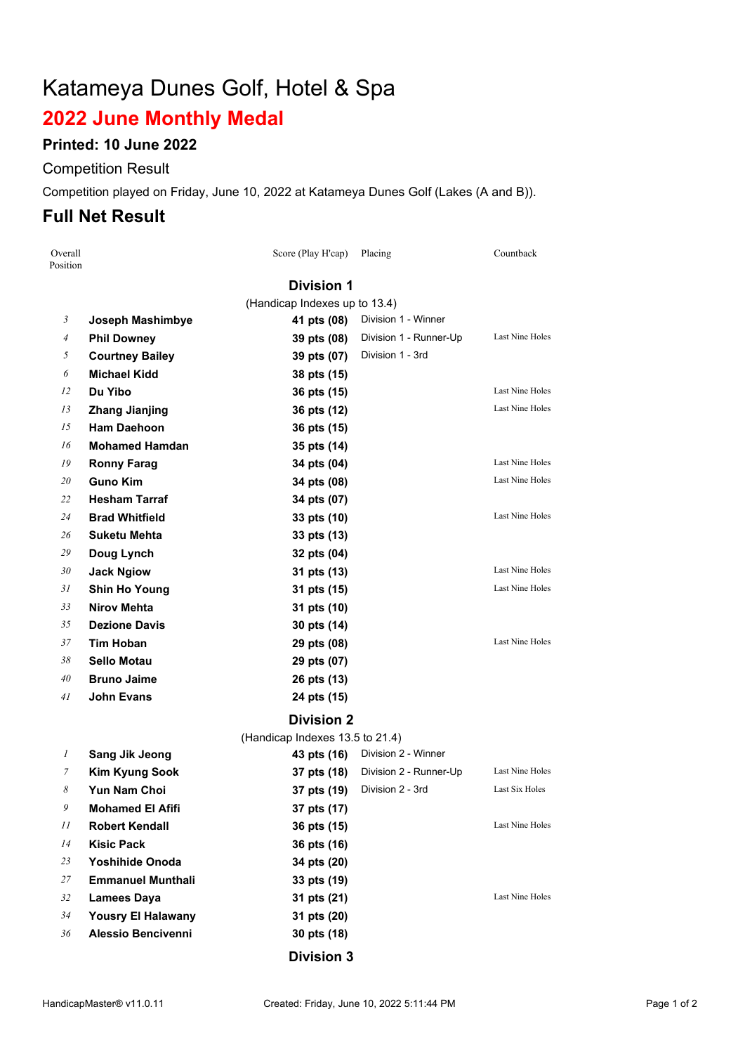# Katameya Dunes Golf, Hotel & Spa

## 2022 June Monthly Medal

### Printed: 10 June 2022

Competition Result

Competition played on Friday, June 10, 2022 at Katameya Dunes Golf (Lakes (A and B)).

## Full Net Result

| Overall Position | | Score (Play H'cap) | Placing | Countback |
|---|---|---|---|---|
| | | **Division 1** | | |
| | | (Handicap Indexes up to 13.4) | | |
| *3* | **Joseph Mashimbye** | **41 pts (08)** | Division 1 - Winner | |
| *4* | **Phil Downey** | **39 pts (08)** | Division 1 - Runner-Up | Last Nine Holes |
| *5* | **Courtney Bailey** | **39 pts (07)** | Division 1 - 3rd | |
| *6* | **Michael Kidd** | **38 pts (15)** | | |
| *12* | **Du Yibo** | **36 pts (15)** | | Last Nine Holes |
| *13* | **Zhang Jianjing** | **36 pts (12)** | | Last Nine Holes |
| *15* | **Ham Daehoon** | **36 pts (15)** | | |
| *16* | **Mohamed Hamdan** | **35 pts (14)** | | |
| *19* | **Ronny Farag** | **34 pts (04)** | | Last Nine Holes |
| *20* | **Guno Kim** | **34 pts (08)** | | Last Nine Holes |
| *22* | **Hesham Tarraf** | **34 pts (07)** | | |
| *24* | **Brad Whitfield** | **33 pts (10)** | | Last Nine Holes |
| *26* | **Suketu Mehta** | **33 pts (13)** | | |
| *29* | **Doug Lynch** | **32 pts (04)** | | |
| *30* | **Jack Ngiow** | **31 pts (13)** | | Last Nine Holes |
| *31* | **Shin Ho Young** | **31 pts (15)** | | Last Nine Holes |
| *33* | **Nirov Mehta** | **31 pts (10)** | | |
| *35* | **Dezione Davis** | **30 pts (14)** | | |
| *37* | **Tim Hoban** | **29 pts (08)** | | Last Nine Holes |
| *38* | **Sello Motau** | **29 pts (07)** | | |
| *40* | **Bruno Jaime** | **26 pts (13)** | | |
| *41* | **John Evans** | **24 pts (15)** | | |
| | | **Division 2** | | |
| | | (Handicap Indexes 13.5 to 21.4) | | |
| *1* | **Sang Jik Jeong** | **43 pts (16)** | Division 2 - Winner | |
| *7* | **Kim Kyung Sook** | **37 pts (18)** | Division 2 - Runner-Up | Last Nine Holes |
| *8* | **Yun Nam Choi** | **37 pts (19)** | Division 2 - 3rd | Last Six Holes |
| *9* | **Mohamed El Afifi** | **37 pts (17)** | | |
| *11* | **Robert Kendall** | **36 pts (15)** | | Last Nine Holes |
| *14* | **Kisic Pack** | **36 pts (16)** | | |
| *23* | **Yoshihide Onoda** | **34 pts (20)** | | |
| *27* | **Emmanuel Munthali** | **33 pts (19)** | | |
| *32* | **Lamees Daya** | **31 pts (21)** | | Last Nine Holes |
| *34* | **Yousry El Halawany** | **31 pts (20)** | | |
| *36* | **Alessio Bencivenni** | **30 pts (18)** | | |
| | | **Division 3** | | |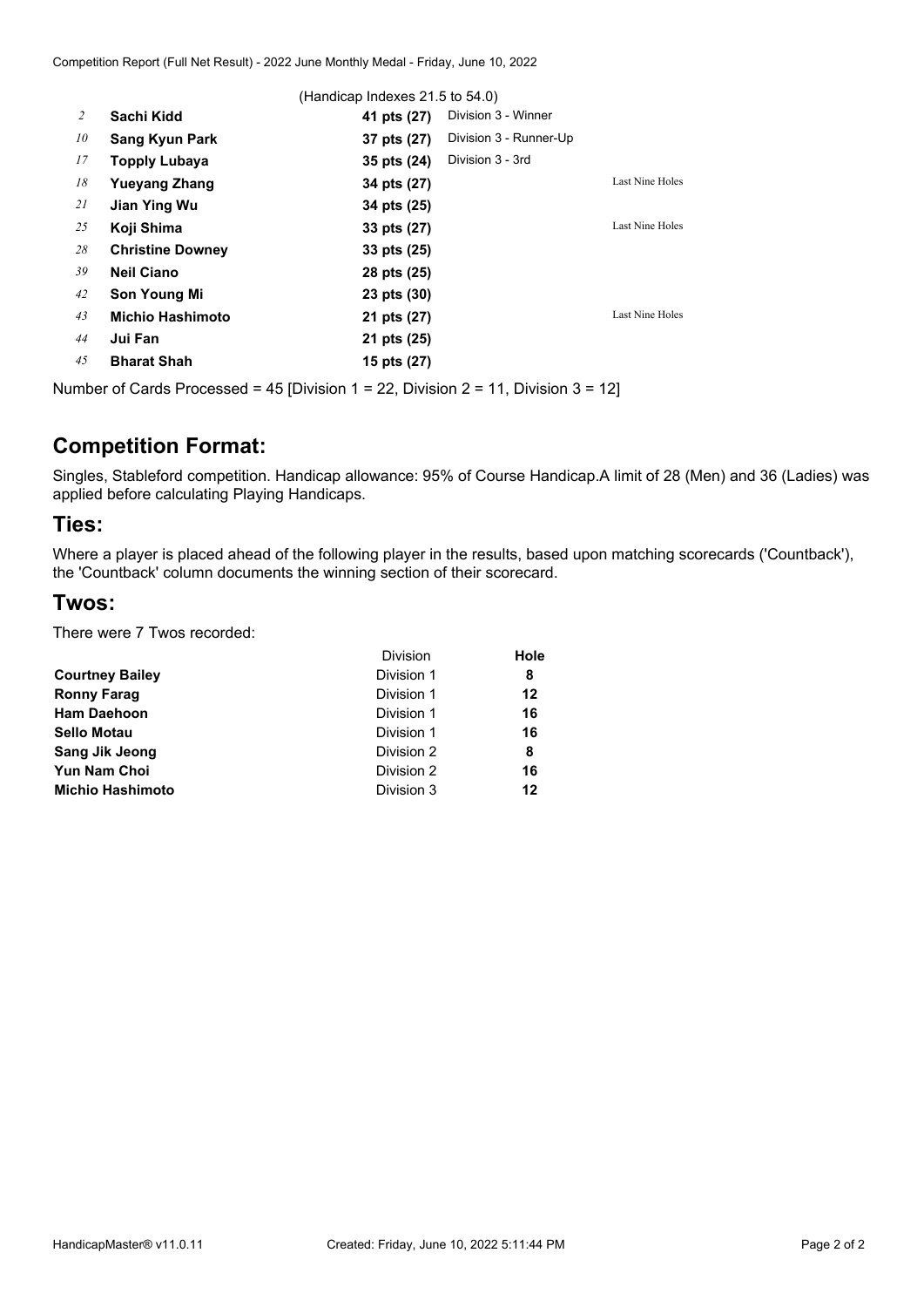(Handicap Indexes 21.5 to 54.0)

| | | | | |
|---|---|---|---|---|
| 2 | **Sachi Kidd** | **41 pts (27)** | Division 3 - Winner | |
| 10 | **Sang Kyun Park** | **37 pts (27)** | Division 3 - Runner-Up | |
| 17 | **Topply Lubaya** | **35 pts (24)** | Division 3 - 3rd | |
| 18 | **Yueyang Zhang** | **34 pts (27)** | | Last Nine Holes |
| 21 | **Jian Ying Wu** | **34 pts (25)** | | |
| 25 | **Koji Shima** | **33 pts (27)** | | Last Nine Holes |
| 28 | **Christine Downey** | **33 pts (25)** | | |
| 39 | **Neil Ciano** | **28 pts (25)** | | |
| 42 | **Son Young Mi** | **23 pts (30)** | | |
| 43 | **Michio Hashimoto** | **21 pts (27)** | | Last Nine Holes |
| 44 | **Jui Fan** | **21 pts (25)** | | |
| 45 | **Bharat Shah** | **15 pts (27)** | | |

Number of Cards Processed = 45 [Division 1 = 22, Division 2 = 11, Division 3 = 12]

## Competition Format:

Singles, Stableford competition. Handicap allowance: 95% of Course Handicap.A limit of 28 (Men) and 36 (Ladies) was applied before calculating Playing Handicaps.

## Ties:

Where a player is placed ahead of the following player in the results, based upon matching scorecards ('Countback'), the 'Countback' column documents the winning section of their scorecard.

## Twos:

There were 7 Twos recorded:

| | Division | Hole |
|---|---|---|
| **Courtney Bailey** | Division 1 | **8** |
| **Ronny Farag** | Division 1 | **12** |
| **Ham Daehoon** | Division 1 | **16** |
| **Sello Motau** | Division 1 | **16** |
| **Sang Jik Jeong** | Division 2 | **8** |
| **Yun Nam Choi** | Division 2 | **16** |
| **Michio Hashimoto** | Division 3 | **12** |

HandicapMaster® v11.0.11    Created: Friday, June 10, 2022 5:11:44 PM